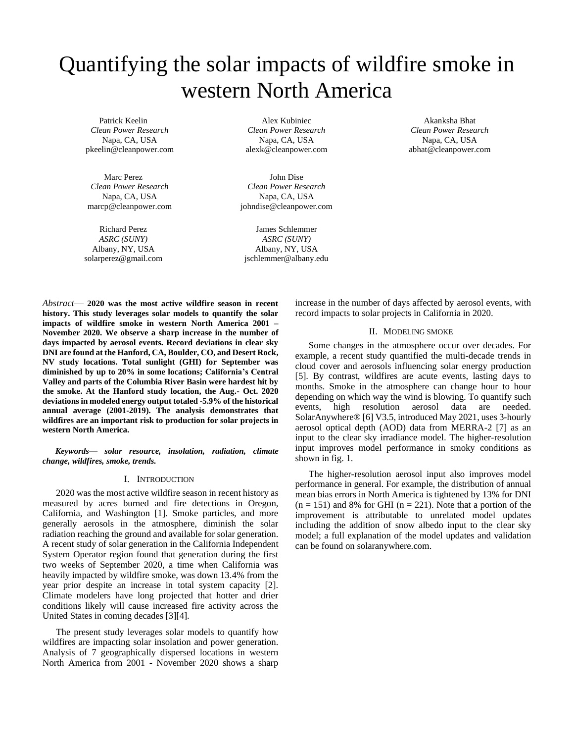# Quantifying the solar impacts of wildfire smoke in western North America

Patrick Keelin
*Clean Power Research*
Napa, CA, USA
pkeelin@cleanpower.com

Alex Kubiniec
*Clean Power Research*
Napa, CA, USA
alexk@cleanpower.com

Akanksha Bhat
*Clean Power Research*
Napa, CA, USA
abhat@cleanpower.com

Marc Perez
*Clean Power Research*
Napa, CA, USA
marcp@cleanpower.com

John Dise
*Clean Power Research*
Napa, CA, USA
johndise@cleanpower.com

Richard Perez
*ASRC (SUNY)*
Albany, NY, USA
solarperez@gmail.com

James Schlemmer
*ASRC (SUNY)*
Albany, NY, USA
jschlemmer@albany.edu

*Abstract*— **2020 was the most active wildfire season in recent history. This study leverages solar models to quantify the solar impacts of wildfire smoke in western North America 2001 – November 2020. We observe a sharp increase in the number of days impacted by aerosol events. Record deviations in clear sky DNI are found at the Hanford, CA, Boulder, CO, and Desert Rock, NV study locations. Total sunlight (GHI) for September was diminished by up to 20% in some locations; California's Central Valley and parts of the Columbia River Basin were hardest hit by the smoke. At the Hanford study location, the Aug.- Oct. 2020 deviations in modeled energy output totaled -5.9% of the historical annual average (2001-2019). The analysis demonstrates that wildfires are an important risk to production for solar projects in western North America.**

***Keywords— solar resource, insolation, radiation, climate change, wildfires, smoke, trends.***

## I. Introduction

2020 was the most active wildfire season in recent history as measured by acres burned and fire detections in Oregon, California, and Washington [1]. Smoke particles, and more generally aerosols in the atmosphere, diminish the solar radiation reaching the ground and available for solar generation. A recent study of solar generation in the California Independent System Operator region found that generation during the first two weeks of September 2020, a time when California was heavily impacted by wildfire smoke, was down 13.4% from the year prior despite an increase in total system capacity [2]. Climate modelers have long projected that hotter and drier conditions likely will cause increased fire activity across the United States in coming decades [3][4].

The present study leverages solar models to quantify how wildfires are impacting solar insolation and power generation. Analysis of 7 geographically dispersed locations in western North America from 2001 - November 2020 shows a sharp increase in the number of days affected by aerosol events, with record impacts to solar projects in California in 2020.

## II. Modeling smoke

Some changes in the atmosphere occur over decades. For example, a recent study quantified the multi-decade trends in cloud cover and aerosols influencing solar energy production [5]. By contrast, wildfires are acute events, lasting days to months. Smoke in the atmosphere can change hour to hour depending on which way the wind is blowing. To quantify such events, high resolution aerosol data are needed. SolarAnywhere® [6] V3.5, introduced May 2021, uses 3-hourly aerosol optical depth (AOD) data from MERRA-2 [7] as an input to the clear sky irradiance model. The higher-resolution input improves model performance in smoky conditions as shown in fig. 1.

The higher-resolution aerosol input also improves model performance in general. For example, the distribution of annual mean bias errors in North America is tightened by 13% for DNI (n = 151) and 8% for GHI (n = 221). Note that a portion of the improvement is attributable to unrelated model updates including the addition of snow albedo input to the clear sky model; a full explanation of the model updates and validation can be found on solaranywhere.com.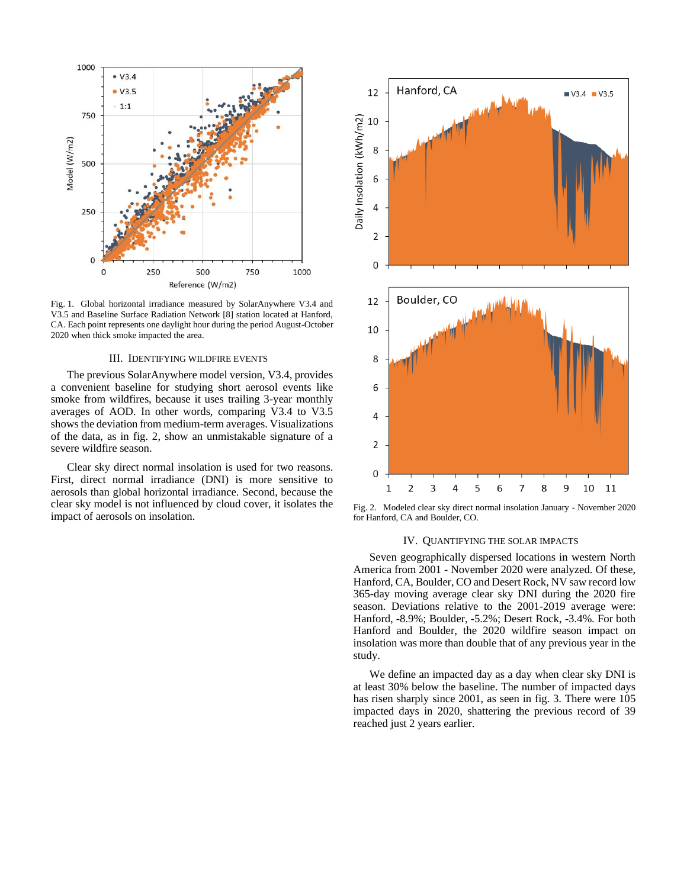Fig. 1. Global horizontal irradiance measured by SolarAnywhere V3.4 and V3.5 and Baseline Surface Radiation Network [8] station located at Hanford, CA. Each point represents one daylight hour during the period August-October 2020 when thick smoke impacted the area.

## III. Identifying Wildfire Events

The previous SolarAnywhere model version, V3.4, provides a convenient baseline for studying short aerosol events like smoke from wildfires, because it uses trailing 3-year monthly averages of AOD. In other words, comparing V3.4 to V3.5 shows the deviation from medium-term averages. Visualizations of the data, as in fig. 2, show an unmistakable signature of a severe wildfire season.

Clear sky direct normal insolation is used for two reasons. First, direct normal irradiance (DNI) is more sensitive to aerosols than global horizontal irradiance. Second, because the clear sky model is not influenced by cloud cover, it isolates the impact of aerosols on insolation.

Fig. 2. Modeled clear sky direct normal insolation January - November 2020 for Hanford, CA and Boulder, CO.

## IV. Quantifying the Solar Impacts

Seven geographically dispersed locations in western North America from 2001 - November 2020 were analyzed. Of these, Hanford, CA, Boulder, CO and Desert Rock, NV saw record low 365-day moving average clear sky DNI during the 2020 fire season. Deviations relative to the 2001-2019 average were: Hanford, -8.9%; Boulder, -5.2%; Desert Rock, -3.4%. For both Hanford and Boulder, the 2020 wildfire season impact on insolation was more than double that of any previous year in the study.

We define an impacted day as a day when clear sky DNI is at least 30% below the baseline. The number of impacted days has risen sharply since 2001, as seen in fig. 3. There were 105 impacted days in 2020, shattering the previous record of 39 reached just 2 years earlier.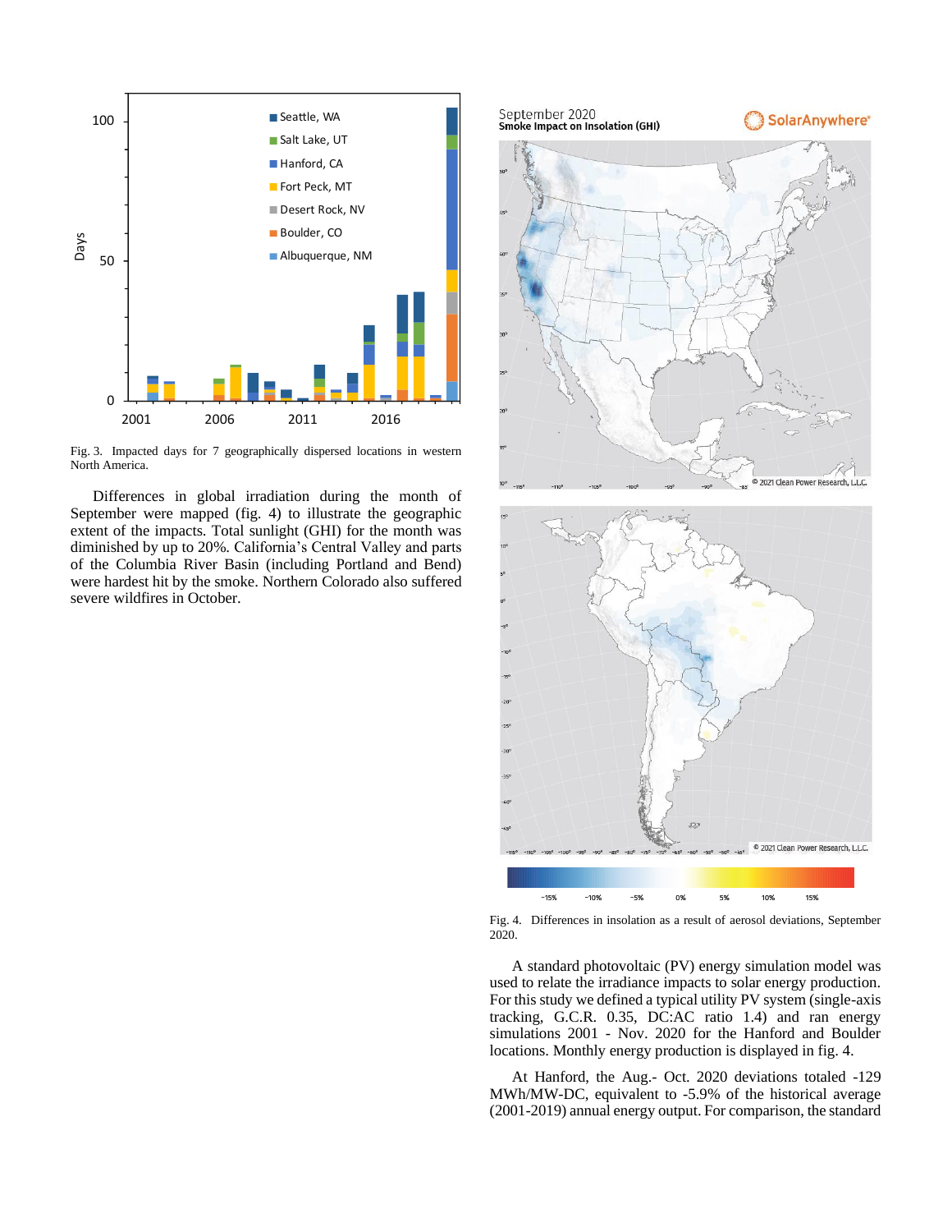Fig. 3. Impacted days for 7 geographically dispersed locations in western North America.

Differences in global irradiation during the month of September were mapped (fig. 4) to illustrate the geographic extent of the impacts. Total sunlight (GHI) for the month was diminished by up to 20%. California's Central Valley and parts of the Columbia River Basin (including Portland and Bend) were hardest hit by the smoke. Northern Colorado also suffered severe wildfires in October.

Fig. 4. Differences in insolation as a result of aerosol deviations, September 2020.

A standard photovoltaic (PV) energy simulation model was used to relate the irradiance impacts to solar energy production. For this study we defined a typical utility PV system (single-axis tracking, G.C.R. 0.35, DC:AC ratio 1.4) and ran energy simulations 2001 - Nov. 2020 for the Hanford and Boulder locations. Monthly energy production is displayed in fig. 4.

At Hanford, the Aug.- Oct. 2020 deviations totaled -129 MWh/MW-DC, equivalent to -5.9% of the historical average (2001-2019) annual energy output. For comparison, the standard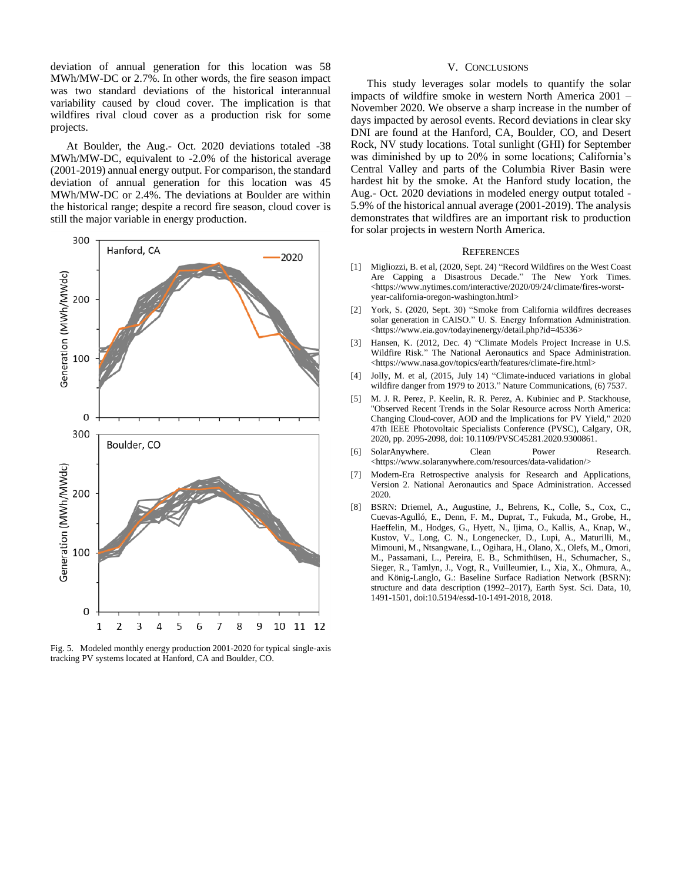deviation of annual generation for this location was 58 MWh/MW-DC or 2.7%. In other words, the fire season impact was two standard deviations of the historical interannual variability caused by cloud cover. The implication is that wildfires rival cloud cover as a production risk for some projects.

At Boulder, the Aug.- Oct. 2020 deviations totaled -38 MWh/MW-DC, equivalent to -2.0% of the historical average (2001-2019) annual energy output. For comparison, the standard deviation of annual generation for this location was 45 MWh/MW-DC or 2.4%. The deviations at Boulder are within the historical range; despite a record fire season, cloud cover is still the major variable in energy production.

Hanford, CA
2020
Generation (MWh/MWdc)
300
200
100
0

Boulder, CO
Generation (MWh/MWdc)
300
200
100
0
1 2 3 4 5 6 7 8 9 10 11 12

Fig. 5. Modeled monthly energy production 2001-2020 for typical single-axis tracking PV systems located at Hanford, CA and Boulder, CO.

## V. Conclusions

This study leverages solar models to quantify the solar impacts of wildfire smoke in western North America 2001 – November 2020. We observe a sharp increase in the number of days impacted by aerosol events. Record deviations in clear sky DNI are found at the Hanford, CA, Boulder, CO, and Desert Rock, NV study locations. Total sunlight (GHI) for September was diminished by up to 20% in some locations; California's Central Valley and parts of the Columbia River Basin were hardest hit by the smoke. At the Hanford study location, the Aug.- Oct. 2020 deviations in modeled energy output totaled -5.9% of the historical annual average (2001-2019). The analysis demonstrates that wildfires are an important risk to production for solar projects in western North America.

## References

[1] Migliozzi, B. et al, (2020, Sept. 24) "Record Wildfires on the West Coast Are Capping a Disastrous Decade." The New York Times. <https://www.nytimes.com/interactive/2020/09/24/climate/fires-worst-year-california-oregon-washington.html>

[2] York, S. (2020, Sept. 30) "Smoke from California wildfires decreases solar generation in CAISO." U. S. Energy Information Administration. <https://www.eia.gov/todayinenergy/detail.php?id=45336>

[3] Hansen, K. (2012, Dec. 4) "Climate Models Project Increase in U.S. Wildfire Risk." The National Aeronautics and Space Administration. <https://www.nasa.gov/topics/earth/features/climate-fire.html>

[4] Jolly, M. et al, (2015, July 14) "Climate-induced variations in global wildfire danger from 1979 to 2013." Nature Communications, (6) 7537.

[5] M. J. R. Perez, P. Keelin, R. R. Perez, A. Kubiniec and P. Stackhouse, "Observed Recent Trends in the Solar Resource across North America: Changing Cloud-cover, AOD and the Implications for PV Yield," 2020 47th IEEE Photovoltaic Specialists Conference (PVSC), Calgary, OR, 2020, pp. 2095-2098, doi: 10.1109/PVSC45281.2020.9300861.

[6] SolarAnywhere. Clean Power Research. <https://www.solaranywhere.com/resources/data-validation/>

[7] Modern-Era Retrospective analysis for Research and Applications, Version 2. National Aeronautics and Space Administration. Accessed 2020.

[8] BSRN: Driemel, A., Augustine, J., Behrens, K., Colle, S., Cox, C., Cuevas-Agulló, E., Denn, F. M., Duprat, T., Fukuda, M., Grobe, H., Haeffelin, M., Hodges, G., Hyett, N., Ijima, O., Kallis, A., Knap, W., Kustov, V., Long, C. N., Longenecker, D., Lupi, A., Maturilli, M., Mimouni, M., Ntsangwane, L., Ogihara, H., Olano, X., Olefs, M., Omori, M., Passamani, L., Pereira, E. B., Schmithüsen, H., Schumacher, S., Sieger, R., Tamlyn, J., Vogt, R., Vuilleumier, L., Xia, X., Ohmura, A., and König-Langlo, G.: Baseline Surface Radiation Network (BSRN): structure and data description (1992–2017), Earth Syst. Sci. Data, 10, 1491-1501, doi:10.5194/essd-10-1491-2018, 2018.